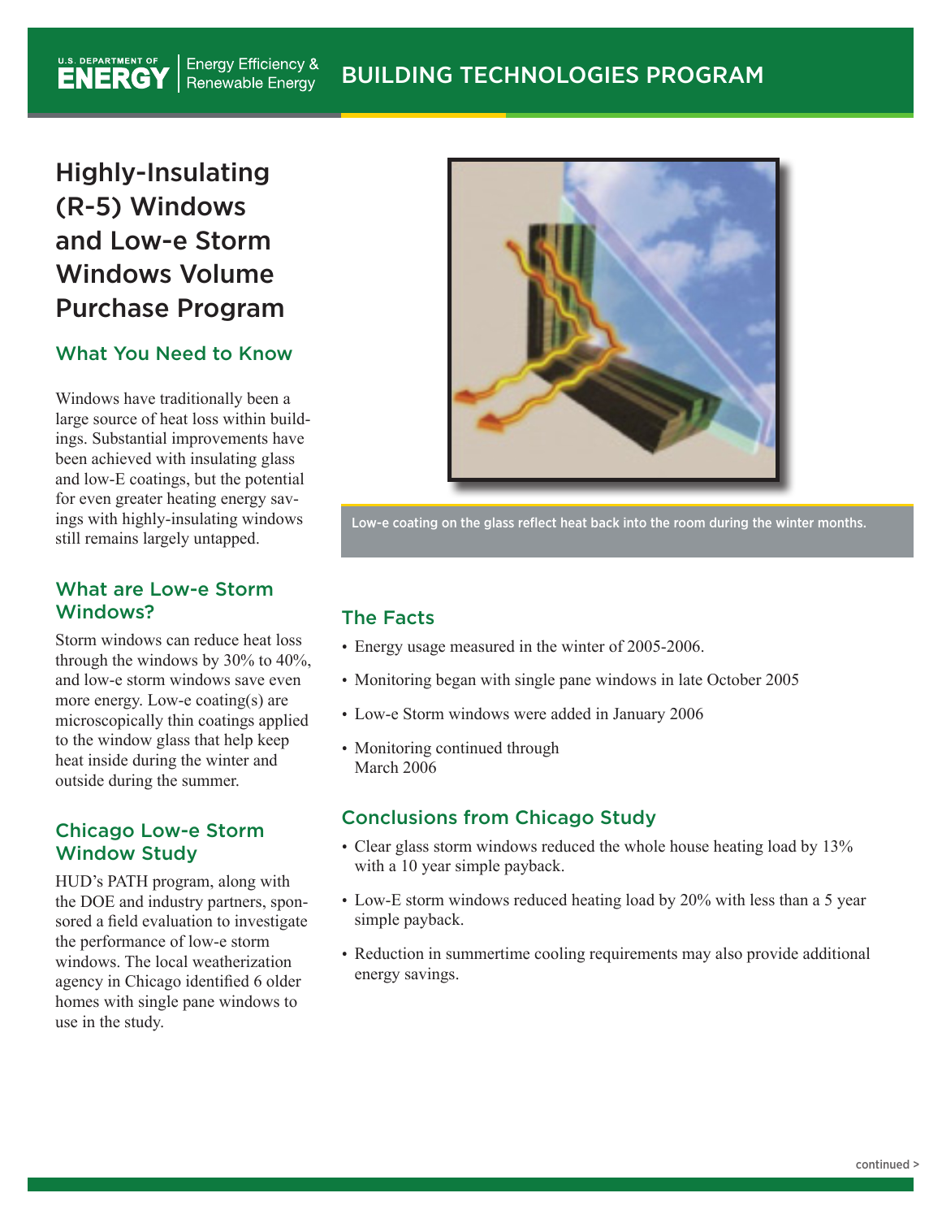# Highly-Insulating (R-5) Windows and Low-e Storm Windows Volume Purchase Program

## What You Need to Know

Windows have traditionally been a large source of heat loss within buildings. Substantial improvements have been achieved with insulating glass and low-E coatings, but the potential for even greater heating energy savings with highly-insulating windows still remains largely untapped.

## What are Low-e Storm Windows?

Storm windows can reduce heat loss through the windows by 30% to 40%, and low-e storm windows save even more energy. Low-e coating(s) are microscopically thin coatings applied to the window glass that help keep heat inside during the winter and outside during the summer.

## Chicago Low-e Storm Window Study

HUD's PATH program, along with the DOE and industry partners, sponsored a field evaluation to investigate the performance of low-e storm windows. The local weatherization agency in Chicago identified 6 older homes with single pane windows to use in the study.

Low-e coating on the glass reflect heat back into the room during the winter months.

## The Facts

- Energy usage measured in the winter of 2005-2006.
- Monitoring began with single pane windows in late October 2005
- Low-e Storm windows were added in January 2006
- Monitoring continued through March 2006

## Conclusions from Chicago Study

- Clear glass storm windows reduced the whole house heating load by 13% with a 10 year simple payback.
- Low-E storm windows reduced heating load by 20% with less than a 5 year simple payback.
- Reduction in summertime cooling requirements may also provide additional energy savings.

continued >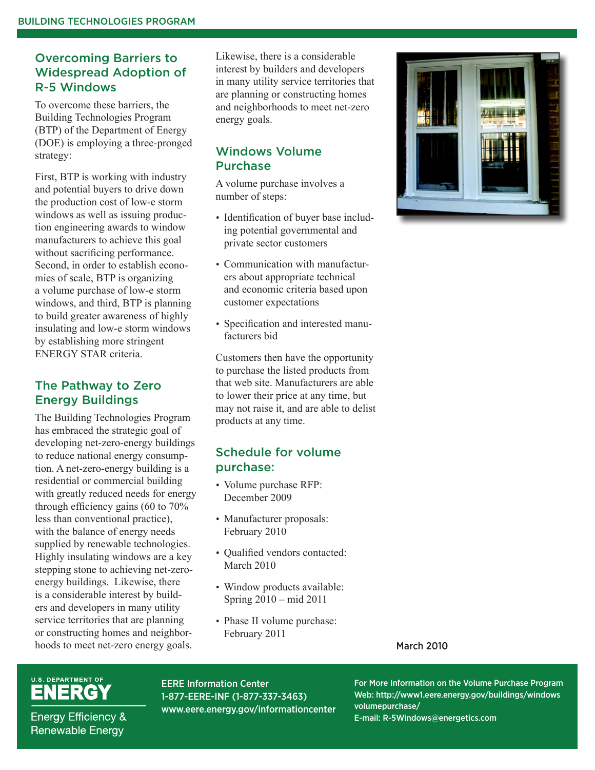## Overcoming Barriers to Widespread Adoption of R-5 Windows

To overcome these barriers, the Building Technologies Program (BTP) of the Department of Energy (DOE) is employing a three-pronged strategy:

First, BTP is working with industry and potential buyers to drive down the production cost of low-e storm windows as well as issuing production engineering awards to window manufacturers to achieve this goal without sacrificing performance. Second, in order to establish economies of scale, BTP is organizing a volume purchase of low-e storm windows, and third, BTP is planning to build greater awareness of highly insulating and low-e storm windows by establishing more stringent ENERGY STAR criteria.

## The Pathway to Zero Energy Buildings

The Building Technologies Program has embraced the strategic goal of developing net-zero-energy buildings to reduce national energy consumption. A net-zero-energy building is a residential or commercial building with greatly reduced needs for energy through efficiency gains (60 to 70% less than conventional practice), with the balance of energy needs supplied by renewable technologies. Highly insulating windows are a key stepping stone to achieving net-zero-energy buildings. Likewise, there is a considerable interest by builders and developers in many utility service territories that are planning or constructing homes and neighborhoods to meet net-zero energy goals.

Likewise, there is a considerable interest by builders and developers in many utility service territories that are planning or constructing homes and neighborhoods to meet net-zero energy goals.

## Windows Volume Purchase

A volume purchase involves a number of steps:

- Identification of buyer base including potential governmental and private sector customers
- Communication with manufacturers about appropriate technical and economic criteria based upon customer expectations
- Specification and interested manufacturers bid

Customers then have the opportunity to purchase the listed products from that web site. Manufacturers are able to lower their price at any time, but may not raise it, and are able to delist products at any time.

## Schedule for volume purchase:

- Volume purchase RFP: December 2009
- Manufacturer proposals: February 2010
- Qualified vendors contacted: March 2010
- Window products available: Spring 2010 – mid 2011
- Phase II volume purchase: February 2011

March 2010

U.S. DEPARTMENT OF ENERGY
Energy Efficiency & Renewable Energy

EERE Information Center
1-877-EERE-INF (1-877-337-3463)
www.eere.energy.gov/informationcenter

For More Information on the Volume Purchase Program
Web: http://www1.eere.energy.gov/buildings/windows volumepurchase/
E-mail: R-5Windows@energetics.com